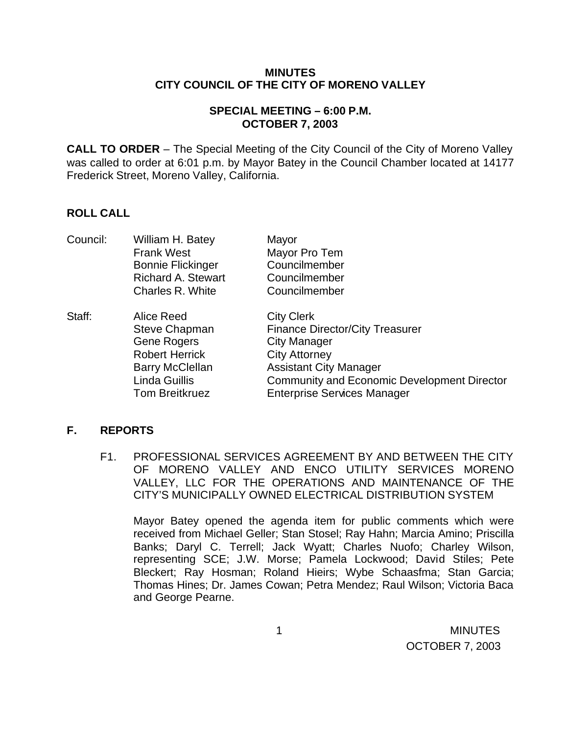**MINUTES**
**CITY COUNCIL OF THE CITY OF MORENO VALLEY**

**SPECIAL MEETING – 6:00 P.M.**
**OCTOBER 7, 2003**

**CALL TO ORDER** – The Special Meeting of the City Council of the City of Moreno Valley was called to order at 6:01 p.m. by Mayor Batey in the Council Chamber located at 14177 Frederick Street, Moreno Valley, California.

**ROLL CALL**

| | | |
|---|---|---|
| Council: | William H. Batey | Mayor |
| | Frank West | Mayor Pro Tem |
| | Bonnie Flickinger | Councilmember |
| | Richard A. Stewart | Councilmember |
| | Charles R. White | Councilmember |
| Staff: | Alice Reed | City Clerk |
| | Steve Chapman | Finance Director/City Treasurer |
| | Gene Rogers | City Manager |
| | Robert Herrick | City Attorney |
| | Barry McClellan | Assistant City Manager |
| | Linda Guillis | Community and Economic Development Director |
| | Tom Breitkruez | Enterprise Services Manager |

**F. REPORTS**

F1. PROFESSIONAL SERVICES AGREEMENT BY AND BETWEEN THE CITY OF MORENO VALLEY AND ENCO UTILITY SERVICES MORENO VALLEY, LLC FOR THE OPERATIONS AND MAINTENANCE OF THE CITY'S MUNICIPALLY OWNED ELECTRICAL DISTRIBUTION SYSTEM

Mayor Batey opened the agenda item for public comments which were received from Michael Geller; Stan Stosel; Ray Hahn; Marcia Amino; Priscilla Banks; Daryl C. Terrell; Jack Wyatt; Charles Nuofo; Charley Wilson, representing SCE; J.W. Morse; Pamela Lockwood; David Stiles; Pete Bleckert; Ray Hosman; Roland Hieirs; Wybe Schaasfma; Stan Garcia; Thomas Hines; Dr. James Cowan; Petra Mendez; Raul Wilson; Victoria Baca and George Pearne.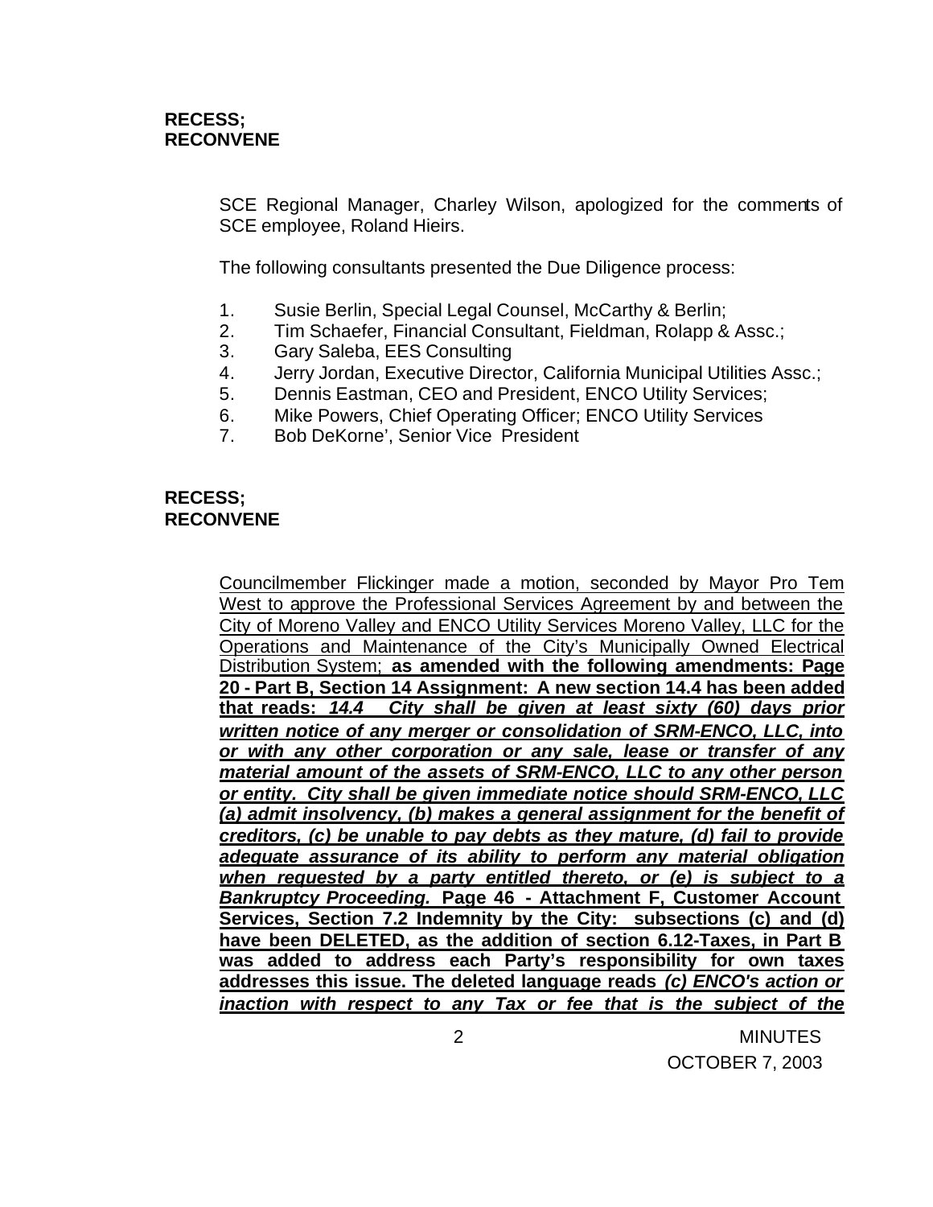**RECESS;**
**RECONVENE**

SCE Regional Manager, Charley Wilson, apologized for the comments of SCE employee, Roland Hieirs.

The following consultants presented the Due Diligence process:

1. Susie Berlin, Special Legal Counsel, McCarthy & Berlin;
2. Tim Schaefer, Financial Consultant, Fieldman, Rolapp & Assc.;
3. Gary Saleba, EES Consulting
4. Jerry Jordan, Executive Director, California Municipal Utilities Assc.;
5. Dennis Eastman, CEO and President, ENCO Utility Services;
6. Mike Powers, Chief Operating Officer; ENCO Utility Services
7. Bob DeKorne', Senior Vice President

**RECESS;**
**RECONVENE**

<u>Councilmember Flickinger made a motion, seconded by Mayor Pro Tem West to approve the Professional Services Agreement by and between the City of Moreno Valley and ENCO Utility Services Moreno Valley, LLC for the Operations and Maintenance of the City's Municipally Owned Electrical Distribution System;</u> <u>**as amended with the following amendments: Page 20 - Part B, Section 14 Assignment: A new section 14.4 has been added that reads:**</u> <u>***14.4 City shall be given at least sixty (60) days prior written notice of any merger or consolidation of SRM-ENCO, LLC, into or with any other corporation or any sale, lease or transfer of any material amount of the assets of SRM-ENCO, LLC to any other person or entity. City shall be given immediate notice should SRM-ENCO, LLC (a) admit insolvency, (b) makes a general assignment for the benefit of creditors, (c) be unable to pay debts as they mature, (d) fail to provide adequate assurance of its ability to perform any material obligation when requested by a party entitled thereto, or (e) is subject to a Bankruptcy Proceeding.***</u> <u>**Page 46 - Attachment F, Customer Account Services, Section 7.2 Indemnity by the City: subsections (c) and (d) have been DELETED, as the addition of section 6.12-Taxes, in Part B was added to address each Party's responsibility for own taxes addresses this issue. The deleted language reads**</u> <u>***(c) ENCO's action or inaction with respect to any Tax or fee that is the subject of the***</u>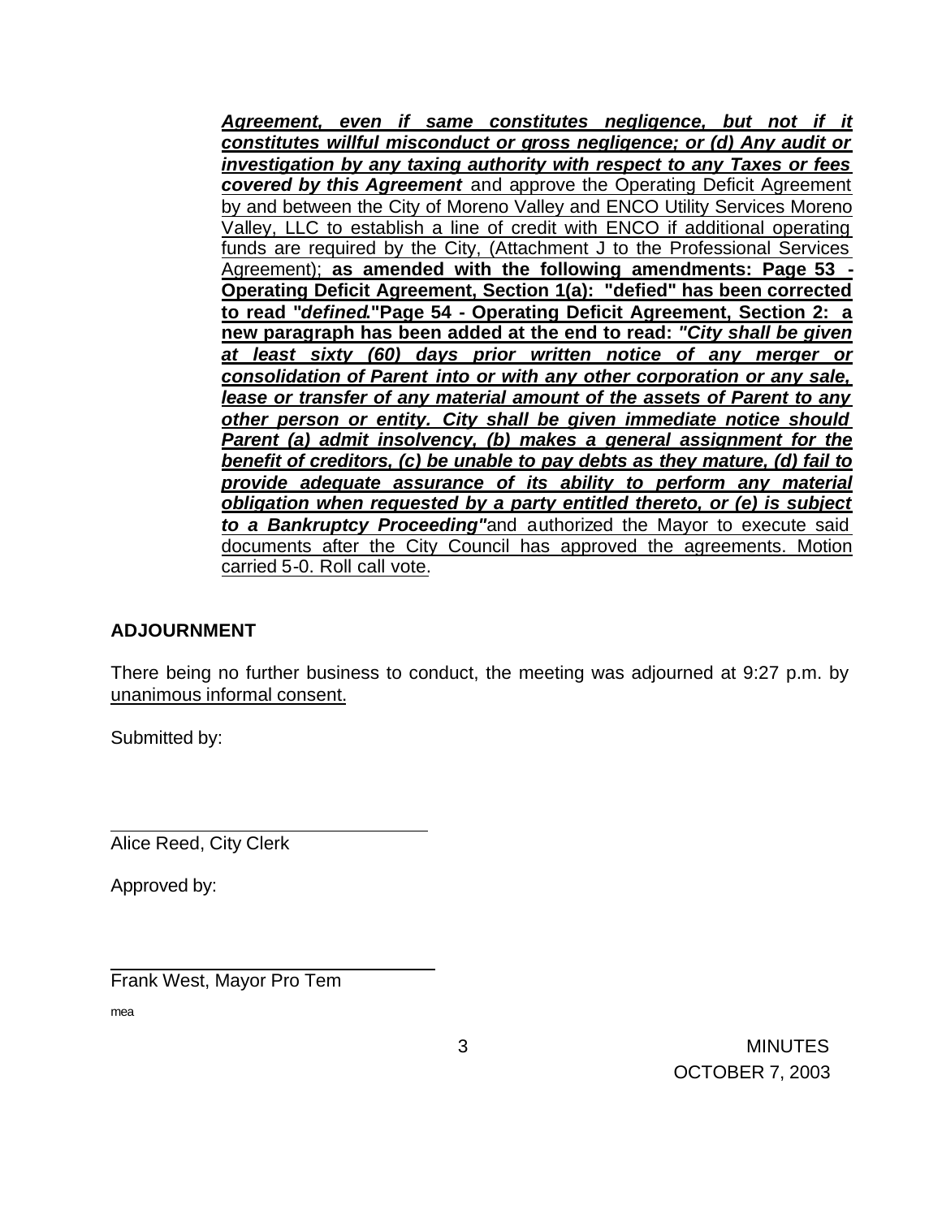***Agreement, even if same constitutes negligence, but not if it constitutes willful misconduct or gross negligence; or (d) Any audit or investigation by any taxing authority with respect to any Taxes or fees covered by this Agreement*** and approve the Operating Deficit Agreement by and between the City of Moreno Valley and ENCO Utility Services Moreno Valley, LLC to establish a line of credit with ENCO if additional operating funds are required by the City, (Attachment J to the Professional Services Agreement); **as amended with the following amendments: Page 53 - Operating Deficit Agreement, Section 1(a): "defied" has been corrected to read "*defined*."Page 54 - Operating Deficit Agreement, Section 2: a new paragraph has been added at the end to read: *"City shall be given at least sixty (60) days prior written notice of any merger or consolidation of Parent into or with any other corporation or any sale, lease or transfer of any material amount of the assets of Parent to any other person or entity. City shall be given immediate notice should Parent (a) admit insolvency, (b) makes a general assignment for the benefit of creditors, (c) be unable to pay debts as they mature, (d) fail to provide adequate assurance of its ability to perform any material obligation when requested by a party entitled thereto, or (e) is subject to a Bankruptcy Proceeding"***and authorized the Mayor to execute said documents after the City Council has approved the agreements. Motion carried 5-0. Roll call vote.

## ADJOURNMENT

There being no further business to conduct, the meeting was adjourned at 9:27 p.m. by unanimous informal consent.

Submitted by:

Alice Reed, City Clerk

Approved by:

Frank West, Mayor Pro Tem

mea

MINUTES
OCTOBER 7, 2003